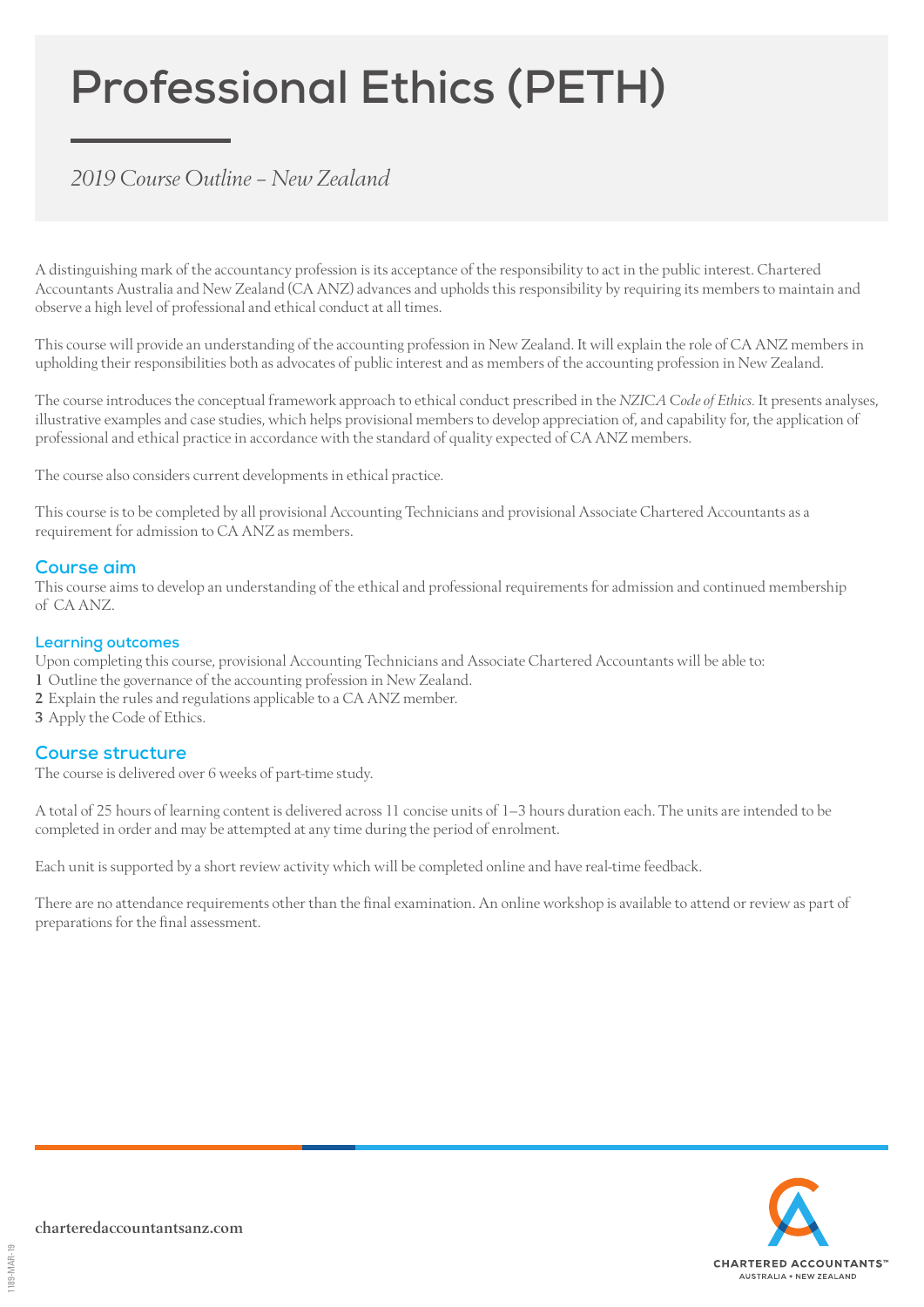# Professional Ethics (PETH)

*2019 Course Outline – New Zealand*

A distinguishing mark of the accountancy profession is its acceptance of the responsibility to act in the public interest. Chartered Accountants Australia and New Zealand (CA ANZ) advances and upholds this responsibility by requiring its members to maintain and observe a high level of professional and ethical conduct at all times.

This course will provide an understanding of the accounting profession in New Zealand. It will explain the role of CA ANZ members in upholding their responsibilities both as advocates of public interest and as members of the accounting profession in New Zealand.

The course introduces the conceptual framework approach to ethical conduct prescribed in the *NZICA Code of Ethics.* It presents analyses, illustrative examples and case studies, which helps provisional members to develop appreciation of, and capability for, the application of professional and ethical practice in accordance with the standard of quality expected of CA ANZ members.

The course also considers current developments in ethical practice.

This course is to be completed by all provisional Accounting Technicians and provisional Associate Chartered Accountants as a requirement for admission to CA ANZ as members.

## Course aim

This course aims to develop an understanding of the ethical and professional requirements for admission and continued membership of CA ANZ.

### Learning outcomes

Upon completing this course, provisional Accounting Technicians and Associate Chartered Accountants will be able to:

1. Outline the governance of the accounting profession in New Zealand.
2. Explain the rules and regulations applicable to a CA ANZ member.
3. Apply the Code of Ethics.

## Course structure

The course is delivered over 6 weeks of part-time study.

A total of 25 hours of learning content is delivered across 11 concise units of 1–3 hours duration each. The units are intended to be completed in order and may be attempted at any time during the period of enrolment.

Each unit is supported by a short review activity which will be completed online and have real-time feedback.

There are no attendance requirements other than the final examination. An online workshop is available to attend or review as part of preparations for the final assessment.

charteredaccountantsanz.com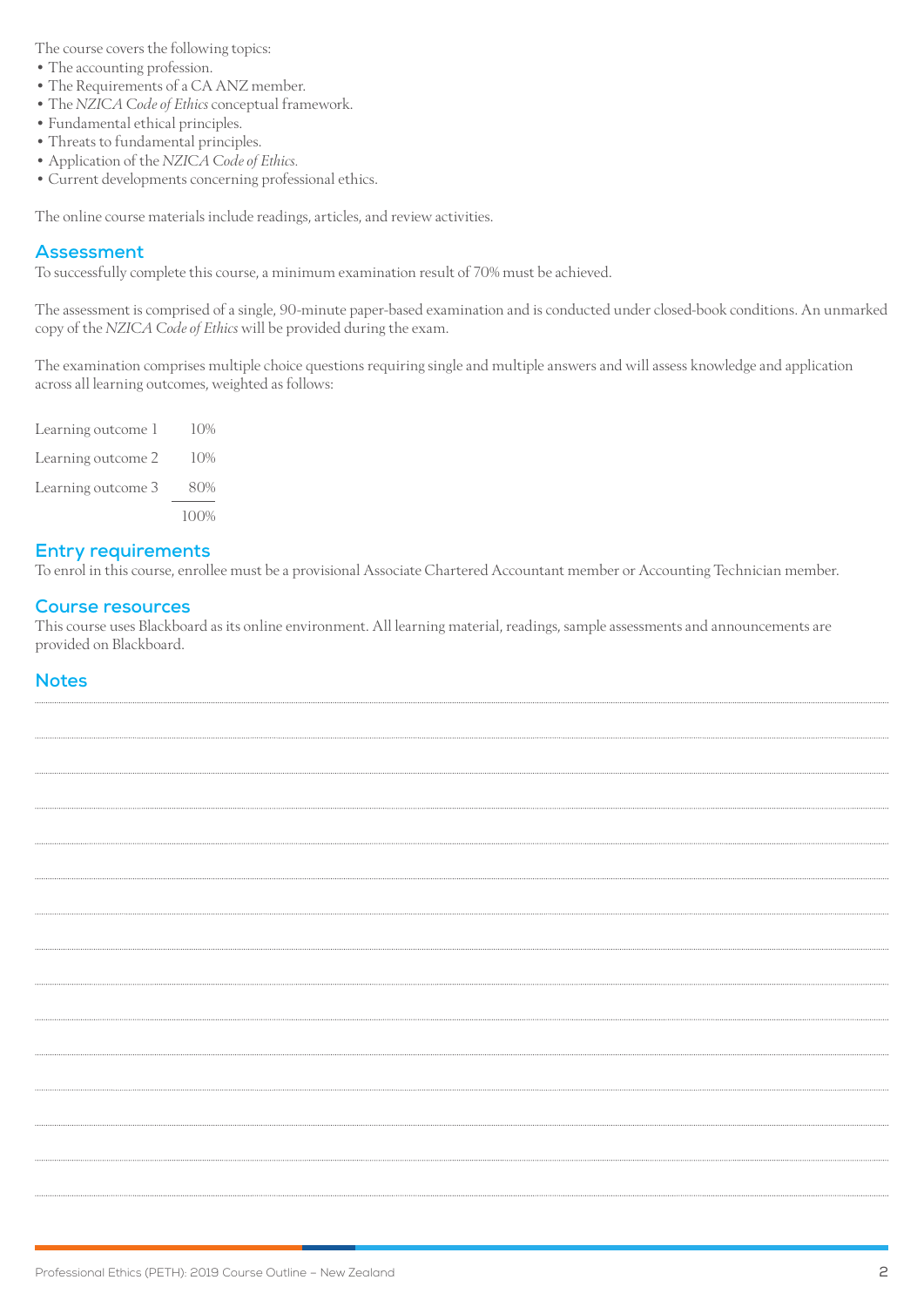The course covers the following topics:

- The accounting profession.
- The Requirements of a CA ANZ member.
- The *NZICA Code of Ethics* conceptual framework.
- Fundamental ethical principles.
- Threats to fundamental principles.
- Application of the *NZICA Code of Ethics.*
- Current developments concerning professional ethics.

The online course materials include readings, articles, and review activities.

## Assessment

To successfully complete this course, a minimum examination result of 70% must be achieved.

The assessment is comprised of a single, 90-minute paper-based examination and is conducted under closed-book conditions. An unmarked copy of the *NZICA Code of Ethics* will be provided during the exam.

The examination comprises multiple choice questions requiring single and multiple answers and will assess knowledge and application across all learning outcomes, weighted as follows:

| | |
|---|---|
| Learning outcome 1 | 10% |
| Learning outcome 2 | 10% |
| Learning outcome 3 | 80% |
| | 100% |

## Entry requirements

To enrol in this course, enrollee must be a provisional Associate Chartered Accountant member or Accounting Technician member.

## Course resources

This course uses Blackboard as its online environment. All learning material, readings, sample assessments and announcements are provided on Blackboard.

## Notes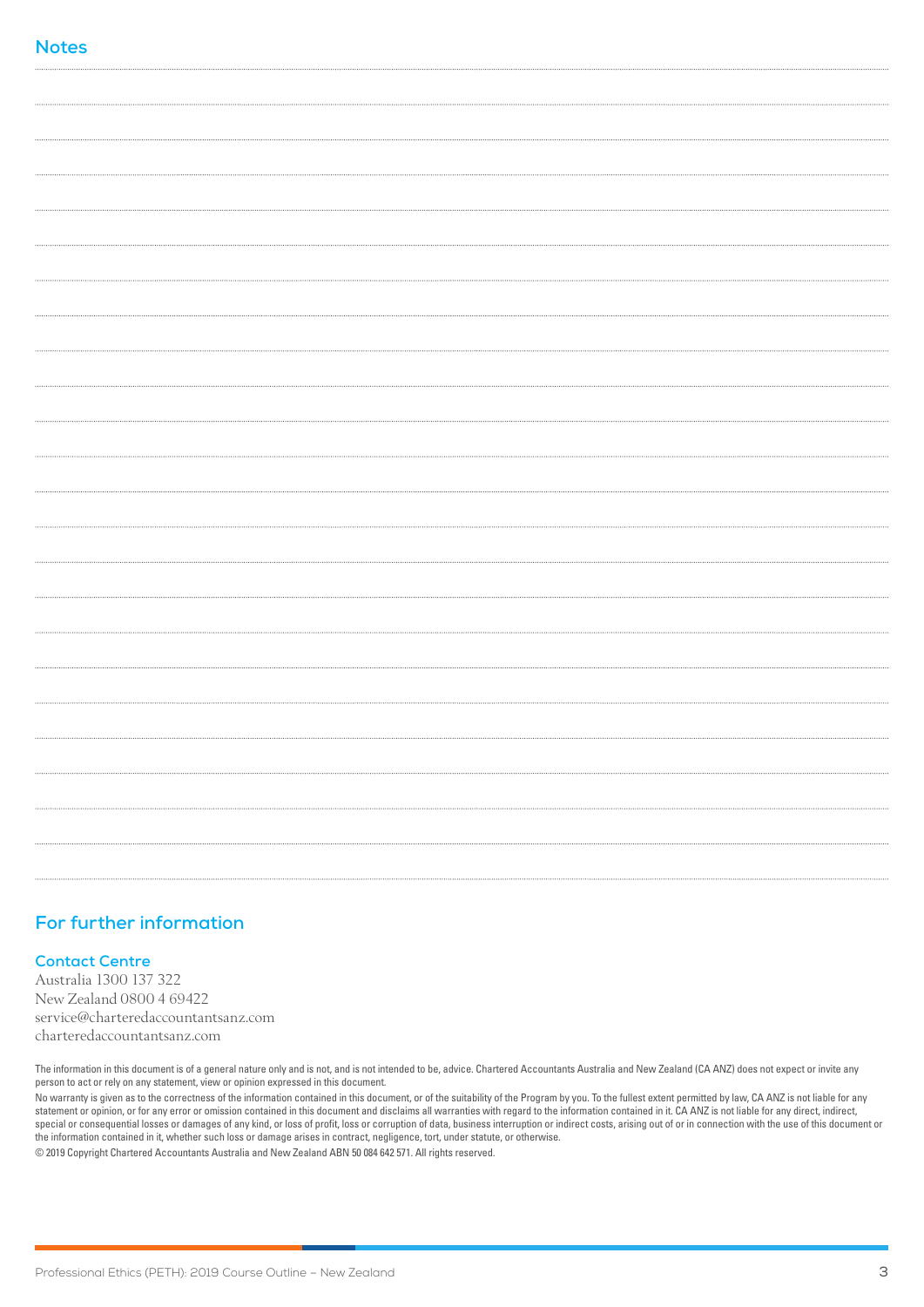## Notes

## For further information

### Contact Centre

Australia 1300 137 322
New Zealand 0800 4 69422
service@charteredaccountantsanz.com
charteredaccountantsanz.com

The information in this document is of a general nature only and is not, and is not intended to be, advice. Chartered Accountants Australia and New Zealand (CA ANZ) does not expect or invite any person to act or rely on any statement, view or opinion expressed in this document.

No warranty is given as to the correctness of the information contained in this document, or of the suitability of the Program by you. To the fullest extent permitted by law, CA ANZ is not liable for any statement or opinion, or for any error or omission contained in this document and disclaims all warranties with regard to the information contained in it. CA ANZ is not liable for any direct, indirect, special or consequential losses or damages of any kind, or loss of profit, loss or corruption of data, business interruption or indirect costs, arising out of or in connection with the use of this document or the information contained in it, whether such loss or damage arises in contract, negligence, tort, under statute, or otherwise.

© 2019 Copyright Chartered Accountants Australia and New Zealand ABN 50 084 642 571. All rights reserved.